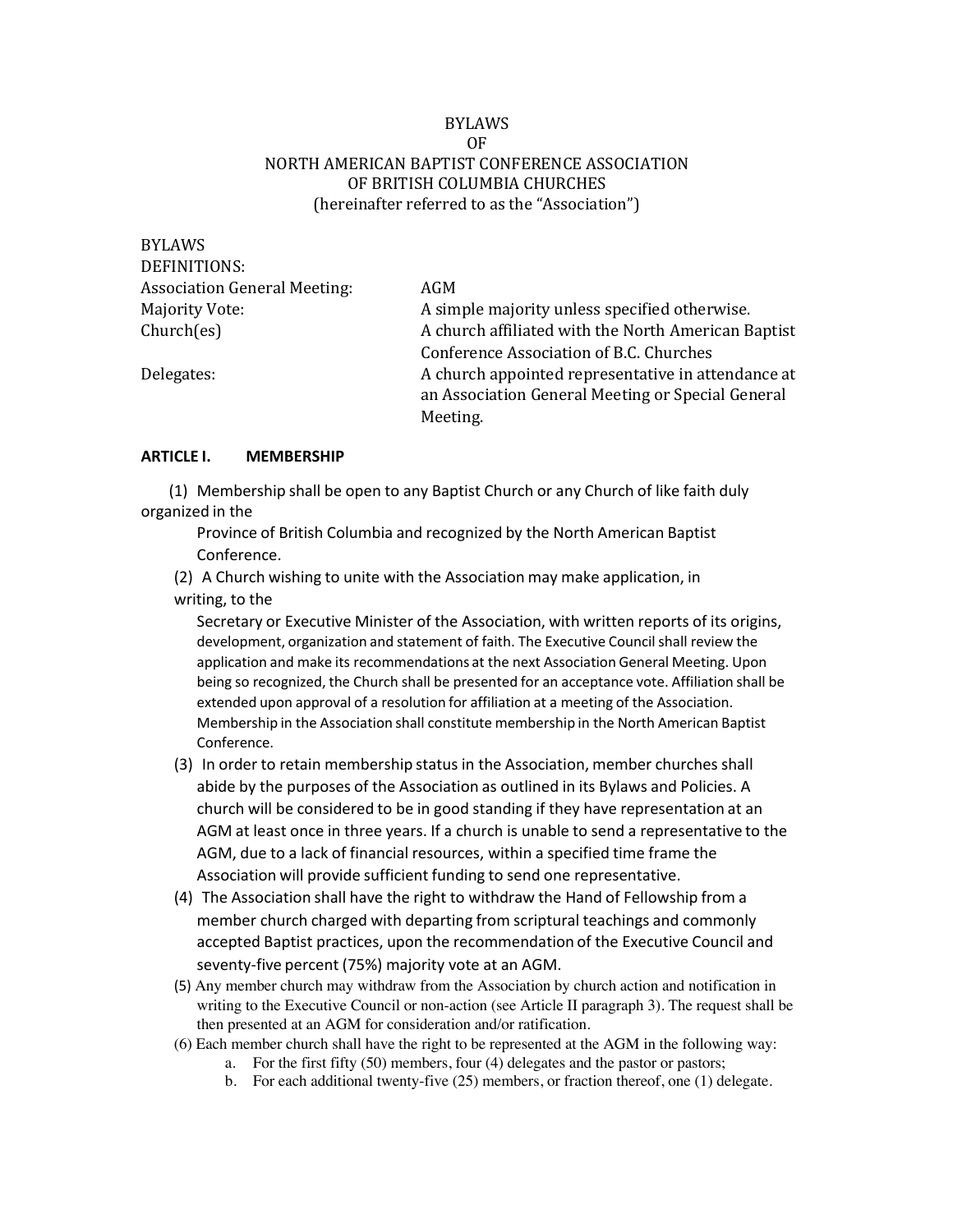BYLAWS
OF
NORTH AMERICAN BAPTIST CONFERENCE ASSOCIATION
OF BRITISH COLUMBIA CHURCHES
(hereinafter referred to as the "Association")

BYLAWS

DEFINITIONS:

| | |
|---|---|
| Association General Meeting: | AGM |
| Majority Vote: | A simple majority unless specified otherwise. |
| Church(es) | A church affiliated with the North American Baptist Conference Association of B.C. Churches |
| Delegates: | A church appointed representative in attendance at an Association General Meeting or Special General Meeting. |

## ARTICLE I. MEMBERSHIP

(1) Membership shall be open to any Baptist Church or any Church of like faith duly organized in the Province of British Columbia and recognized by the North American Baptist Conference.

(2) A Church wishing to unite with the Association may make application, in writing, to the Secretary or Executive Minister of the Association, with written reports of its origins, development, organization and statement of faith. The Executive Council shall review the application and make its recommendations at the next Association General Meeting. Upon being so recognized, the Church shall be presented for an acceptance vote. Affiliation shall be extended upon approval of a resolution for affiliation at a meeting of the Association. Membership in the Association shall constitute membership in the North American Baptist Conference.

(3) In order to retain membership status in the Association, member churches shall abide by the purposes of the Association as outlined in its Bylaws and Policies. A church will be considered to be in good standing if they have representation at an AGM at least once in three years. If a church is unable to send a representative to the AGM, due to a lack of financial resources, within a specified time frame the Association will provide sufficient funding to send one representative.

(4) The Association shall have the right to withdraw the Hand of Fellowship from a member church charged with departing from scriptural teachings and commonly accepted Baptist practices, upon the recommendation of the Executive Council and seventy-five percent (75%) majority vote at an AGM.

(5) Any member church may withdraw from the Association by church action and notification in writing to the Executive Council or non-action (see Article II paragraph 3). The request shall be then presented at an AGM for consideration and/or ratification.

(6) Each member church shall have the right to be represented at the AGM in the following way:

a. For the first fifty (50) members, four (4) delegates and the pastor or pastors;
b. For each additional twenty-five (25) members, or fraction thereof, one (1) delegate.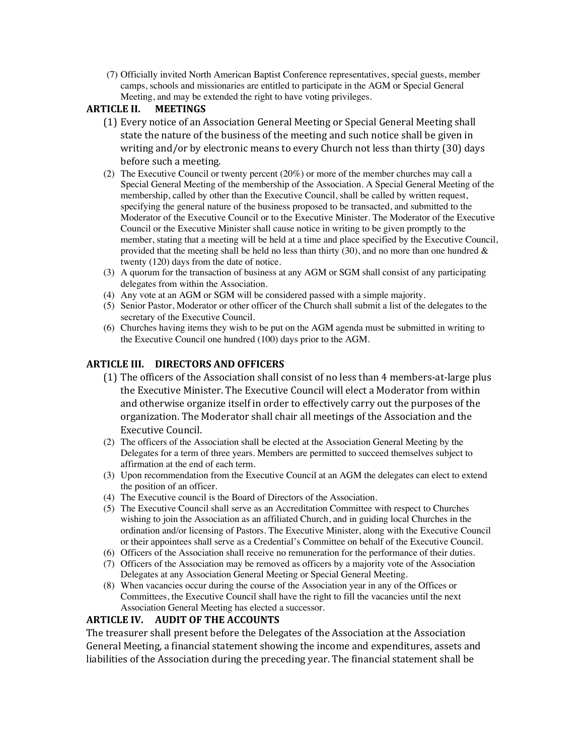(7) Officially invited North American Baptist Conference representatives, special guests, member camps, schools and missionaries are entitled to participate in the AGM or Special General Meeting, and may be extended the right to have voting privileges.

## ARTICLE II. MEETINGS

(1) Every notice of an Association General Meeting or Special General Meeting shall state the nature of the business of the meeting and such notice shall be given in writing and/or by electronic means to every Church not less than thirty (30) days before such a meeting.

(2) The Executive Council or twenty percent (20%) or more of the member churches may call a Special General Meeting of the membership of the Association. A Special General Meeting of the membership, called by other than the Executive Council, shall be called by written request, specifying the general nature of the business proposed to be transacted, and submitted to the Moderator of the Executive Council or to the Executive Minister. The Moderator of the Executive Council or the Executive Minister shall cause notice in writing to be given promptly to the member, stating that a meeting will be held at a time and place specified by the Executive Council, provided that the meeting shall be held no less than thirty (30), and no more than one hundred & twenty (120) days from the date of notice.

(3) A quorum for the transaction of business at any AGM or SGM shall consist of any participating delegates from within the Association.

(4) Any vote at an AGM or SGM will be considered passed with a simple majority.

(5) Senior Pastor, Moderator or other officer of the Church shall submit a list of the delegates to the secretary of the Executive Council.

(6) Churches having items they wish to be put on the AGM agenda must be submitted in writing to the Executive Council one hundred (100) days prior to the AGM.

## ARTICLE III. DIRECTORS AND OFFICERS

(1) The officers of the Association shall consist of no less than 4 members-at-large plus the Executive Minister. The Executive Council will elect a Moderator from within and otherwise organize itself in order to effectively carry out the purposes of the organization. The Moderator shall chair all meetings of the Association and the Executive Council.

(2) The officers of the Association shall be elected at the Association General Meeting by the Delegates for a term of three years. Members are permitted to succeed themselves subject to affirmation at the end of each term.

(3) Upon recommendation from the Executive Council at an AGM the delegates can elect to extend the position of an officer.

(4) The Executive council is the Board of Directors of the Association.

(5) The Executive Council shall serve as an Accreditation Committee with respect to Churches wishing to join the Association as an affiliated Church, and in guiding local Churches in the ordination and/or licensing of Pastors. The Executive Minister, along with the Executive Council or their appointees shall serve as a Credential's Committee on behalf of the Executive Council.

(6) Officers of the Association shall receive no remuneration for the performance of their duties.

(7) Officers of the Association may be removed as officers by a majority vote of the Association Delegates at any Association General Meeting or Special General Meeting.

(8) When vacancies occur during the course of the Association year in any of the Offices or Committees, the Executive Council shall have the right to fill the vacancies until the next Association General Meeting has elected a successor.

## ARTICLE IV. AUDIT OF THE ACCOUNTS

The treasurer shall present before the Delegates of the Association at the Association General Meeting, a financial statement showing the income and expenditures, assets and liabilities of the Association during the preceding year. The financial statement shall be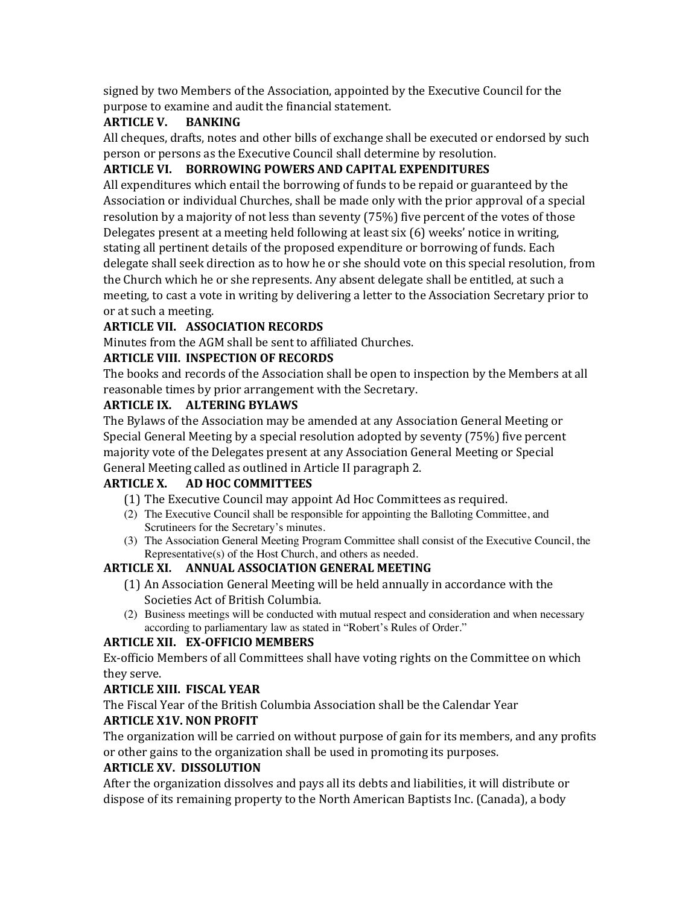signed by two Members of the Association, appointed by the Executive Council for the purpose to examine and audit the financial statement.

**ARTICLE V. BANKING**

All cheques, drafts, notes and other bills of exchange shall be executed or endorsed by such person or persons as the Executive Council shall determine by resolution.

**ARTICLE VI. BORROWING POWERS AND CAPITAL EXPENDITURES**

All expenditures which entail the borrowing of funds to be repaid or guaranteed by the Association or individual Churches, shall be made only with the prior approval of a special resolution by a majority of not less than seventy (75%) five percent of the votes of those Delegates present at a meeting held following at least six (6) weeks' notice in writing, stating all pertinent details of the proposed expenditure or borrowing of funds. Each delegate shall seek direction as to how he or she should vote on this special resolution, from the Church which he or she represents. Any absent delegate shall be entitled, at such a meeting, to cast a vote in writing by delivering a letter to the Association Secretary prior to or at such a meeting.

**ARTICLE VII. ASSOCIATION RECORDS**

Minutes from the AGM shall be sent to affiliated Churches.

**ARTICLE VIII. INSPECTION OF RECORDS**

The books and records of the Association shall be open to inspection by the Members at all reasonable times by prior arrangement with the Secretary.

**ARTICLE IX. ALTERING BYLAWS**

The Bylaws of the Association may be amended at any Association General Meeting or Special General Meeting by a special resolution adopted by seventy (75%) five percent majority vote of the Delegates present at any Association General Meeting or Special General Meeting called as outlined in Article II paragraph 2.

**ARTICLE X. AD HOC COMMITTEES**

(1) The Executive Council may appoint Ad Hoc Committees as required.
(2) The Executive Council shall be responsible for appointing the Balloting Committee, and Scrutineers for the Secretary's minutes.
(3) The Association General Meeting Program Committee shall consist of the Executive Council, the Representative(s) of the Host Church, and others as needed.

**ARTICLE XI. ANNUAL ASSOCIATION GENERAL MEETING**

(1) An Association General Meeting will be held annually in accordance with the Societies Act of British Columbia.
(2) Business meetings will be conducted with mutual respect and consideration and when necessary according to parliamentary law as stated in "Robert's Rules of Order."

**ARTICLE XII. EX-OFFICIO MEMBERS**

Ex-officio Members of all Committees shall have voting rights on the Committee on which they serve.

**ARTICLE XIII. FISCAL YEAR**

The Fiscal Year of the British Columbia Association shall be the Calendar Year

**ARTICLE X1V. NON PROFIT**

The organization will be carried on without purpose of gain for its members, and any profits or other gains to the organization shall be used in promoting its purposes.

**ARTICLE XV. DISSOLUTION**

After the organization dissolves and pays all its debts and liabilities, it will distribute or dispose of its remaining property to the North American Baptists Inc. (Canada), a body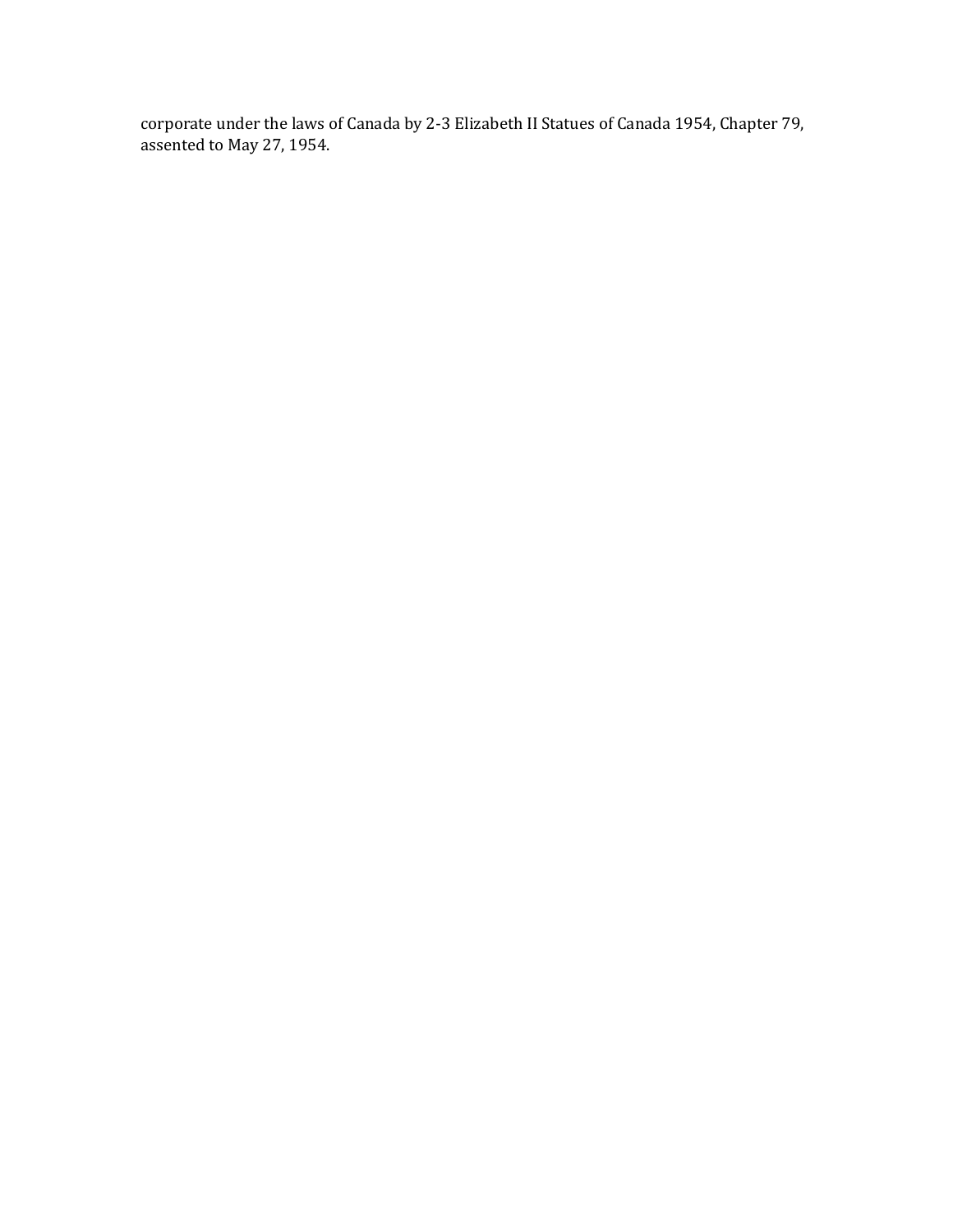corporate under the laws of Canada by 2-3 Elizabeth II Statues of Canada 1954, Chapter 79, assented to May 27, 1954.